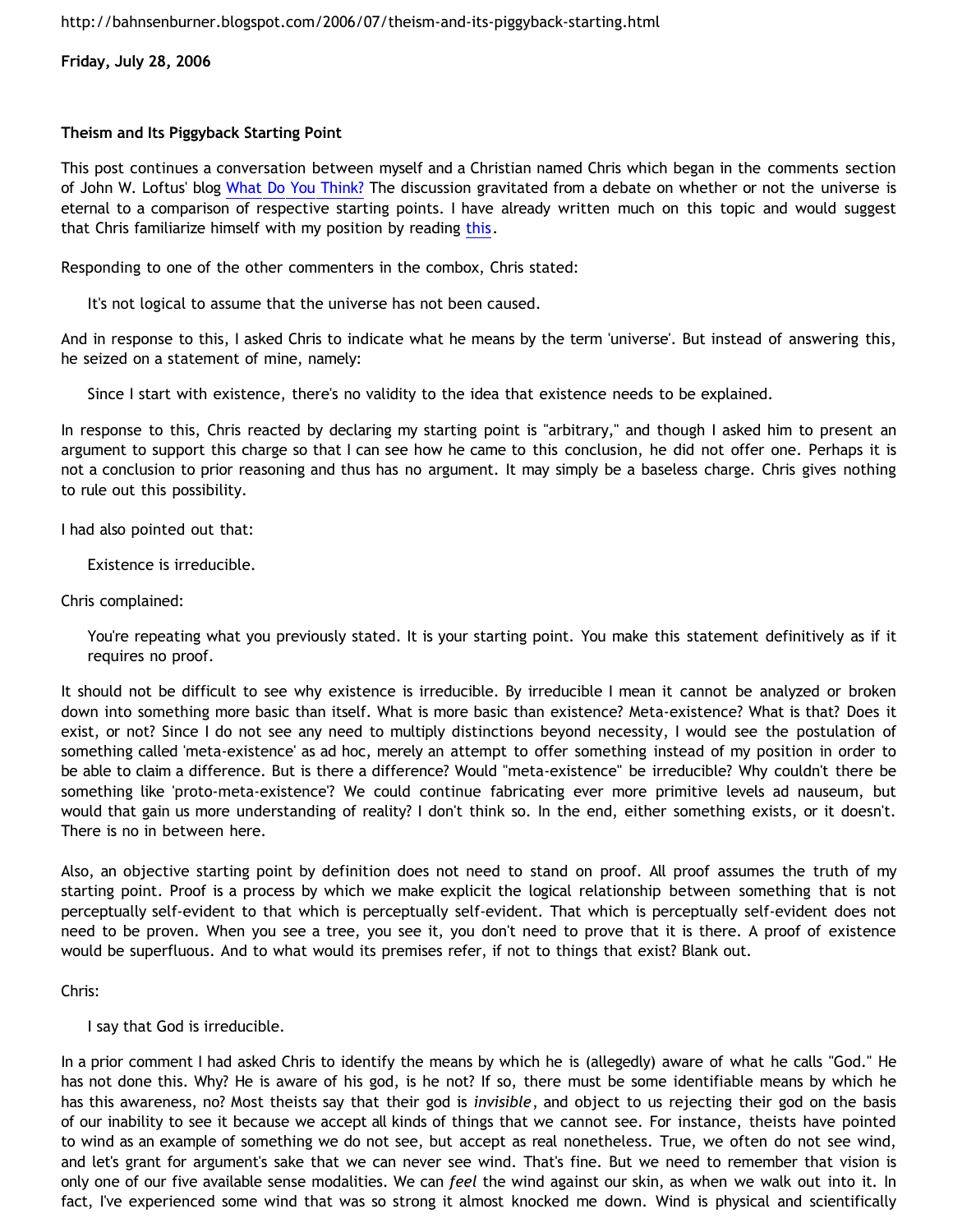http://bahnsenburner.blogspot.com/2006/07/theism-and-its-piggyback-starting.html

**Friday, July 28, 2006**

**Theism and Its Piggyback Starting Point**

This post continues a conversation between myself and a Christian named Chris which began in the comments section of John W. Loftus' blog What Do You Think? The discussion gravitated from a debate on whether or not the universe is eternal to a comparison of respective starting points. I have already written much on this topic and would suggest that Chris familiarize himself with my position by reading this.

Responding to one of the other commenters in the combox, Chris stated:

> It's not logical to assume that the universe has not been caused.

And in response to this, I asked Chris to indicate what he means by the term 'universe'. But instead of answering this, he seized on a statement of mine, namely:

> Since I start with existence, there's no validity to the idea that existence needs to be explained.

In response to this, Chris reacted by declaring my starting point is "arbitrary," and though I asked him to present an argument to support this charge so that I can see how he came to this conclusion, he did not offer one. Perhaps it is not a conclusion to prior reasoning and thus has no argument. It may simply be a baseless charge. Chris gives nothing to rule out this possibility.

I had also pointed out that:

> Existence is irreducible.

Chris complained:

> You're repeating what you previously stated. It is your starting point. You make this statement definitively as if it requires no proof.

It should not be difficult to see why existence is irreducible. By irreducible I mean it cannot be analyzed or broken down into something more basic than itself. What is more basic than existence? Meta-existence? What is that? Does it exist, or not? Since I do not see any need to multiply distinctions beyond necessity, I would see the postulation of something called 'meta-existence' as ad hoc, merely an attempt to offer something instead of my position in order to be able to claim a difference. But is there a difference? Would "meta-existence" be irreducible? Why couldn't there be something like 'proto-meta-existence'? We could continue fabricating ever more primitive levels ad nauseum, but would that gain us more understanding of reality? I don't think so. In the end, either something exists, or it doesn't. There is no in between here.

Also, an objective starting point by definition does not need to stand on proof. All proof assumes the truth of my starting point. Proof is a process by which we make explicit the logical relationship between something that is not perceptually self-evident to that which is perceptually self-evident. That which is perceptually self-evident does not need to be proven. When you see a tree, you see it, you don't need to prove that it is there. A proof of existence would be superfluous. And to what would its premises refer, if not to things that exist? Blank out.

Chris:

> I say that God is irreducible.

In a prior comment I had asked Chris to identify the means by which he is (allegedly) aware of what he calls "God." He has not done this. Why? He is aware of his god, is he not? If so, there must be some identifiable means by which he has this awareness, no? Most theists say that their god is *invisible*, and object to us rejecting their god on the basis of our inability to see it because we accept all kinds of things that we cannot see. For instance, theists have pointed to wind as an example of something we do not see, but accept as real nonetheless. True, we often do not see wind, and let's grant for argument's sake that we can never see wind. That's fine. But we need to remember that vision is only one of our five available sense modalities. We can *feel* the wind against our skin, as when we walk out into it. In fact, I've experienced some wind that was so strong it almost knocked me down. Wind is physical and scientifically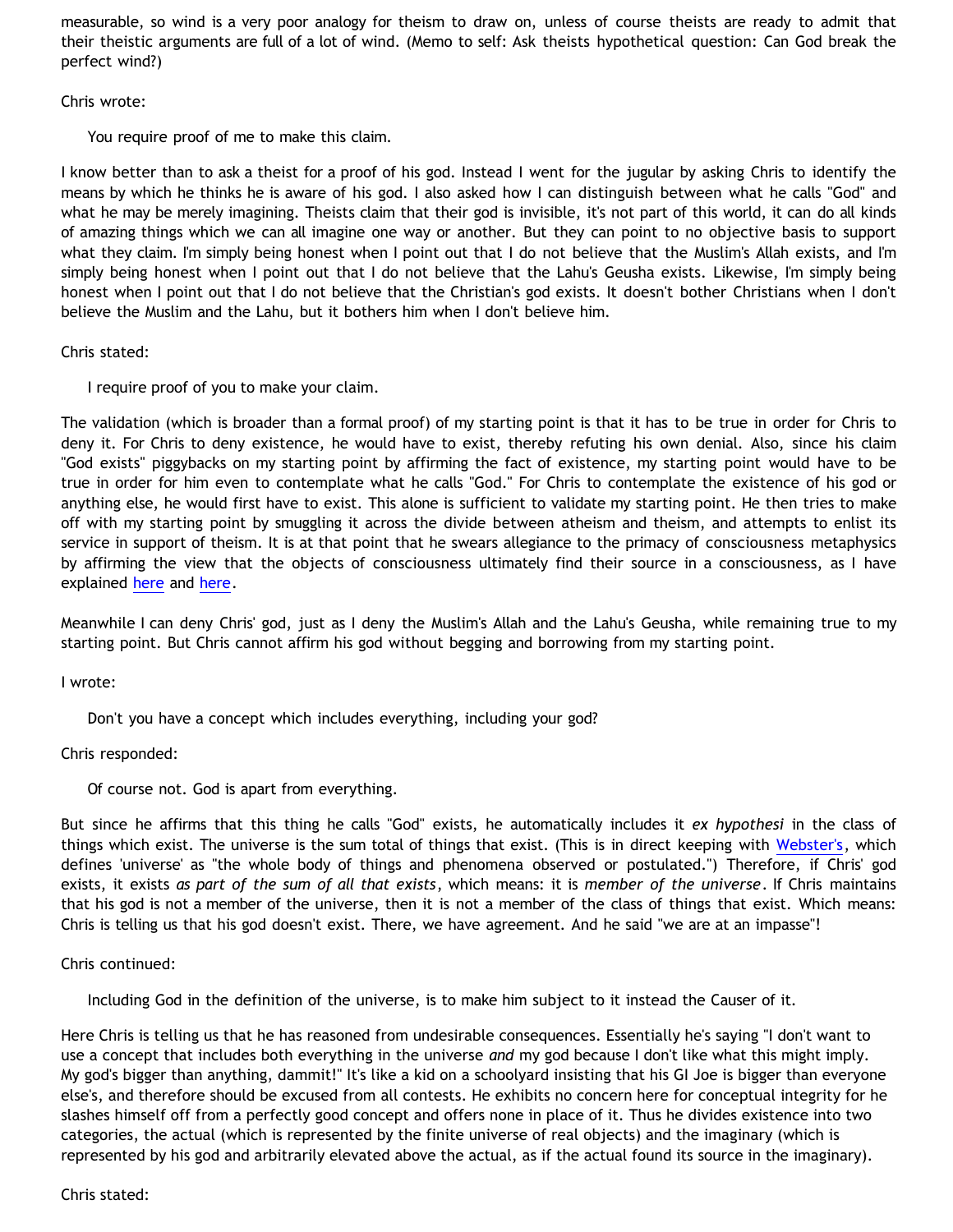measurable, so wind is a very poor analogy for theism to draw on, unless of course theists are ready to admit that their theistic arguments are full of a lot of wind. (Memo to self: Ask theists hypothetical question: Can God break the perfect wind?)

Chris wrote:

> You require proof of me to make this claim.

I know better than to ask a theist for a proof of his god. Instead I went for the jugular by asking Chris to identify the means by which he thinks he is aware of his god. I also asked how I can distinguish between what he calls "God" and what he may be merely imagining. Theists claim that their god is invisible, it's not part of this world, it can do all kinds of amazing things which we can all imagine one way or another. But they can point to no objective basis to support what they claim. I'm simply being honest when I point out that I do not believe that the Muslim's Allah exists, and I'm simply being honest when I point out that I do not believe that the Lahu's Geusha exists. Likewise, I'm simply being honest when I point out that I do not believe that the Christian's god exists. It doesn't bother Christians when I don't believe the Muslim and the Lahu, but it bothers him when I don't believe him.

Chris stated:

> I require proof of you to make your claim.

The validation (which is broader than a formal proof) of my starting point is that it has to be true in order for Chris to deny it. For Chris to deny existence, he would have to exist, thereby refuting his own denial. Also, since his claim "God exists" piggybacks on my starting point by affirming the fact of existence, my starting point would have to be true in order for him even to contemplate what he calls "God." For Chris to contemplate the existence of his god or anything else, he would first have to exist. This alone is sufficient to validate my starting point. He then tries to make off with my starting point by smuggling it across the divide between atheism and theism, and attempts to enlist its service in support of theism. It is at that point that he swears allegiance to the primacy of consciousness metaphysics by affirming the view that the objects of consciousness ultimately find their source in a consciousness, as I have explained here and here.

Meanwhile I can deny Chris' god, just as I deny the Muslim's Allah and the Lahu's Geusha, while remaining true to my starting point. But Chris cannot affirm his god without begging and borrowing from my starting point.

I wrote:

> Don't you have a concept which includes everything, including your god?

Chris responded:

> Of course not. God is apart from everything.

But since he affirms that this thing he calls "God" exists, he automatically includes it *ex hypothesi* in the class of things which exist. The universe is the sum total of things that exist. (This is in direct keeping with Webster's, which defines 'universe' as "the whole body of things and phenomena observed or postulated.") Therefore, if Chris' god exists, it exists *as part of the sum of all that exists*, which means: it is *member of the universe*. If Chris maintains that his god is not a member of the universe, then it is not a member of the class of things that exist. Which means: Chris is telling us that his god doesn't exist. There, we have agreement. And he said "we are at an impasse"!

Chris continued:

> Including God in the definition of the universe, is to make him subject to it instead the Causer of it.

Here Chris is telling us that he has reasoned from undesirable consequences. Essentially he's saying "I don't want to use a concept that includes both everything in the universe *and* my god because I don't like what this might imply. My god's bigger than anything, dammit!" It's like a kid on a schoolyard insisting that his GI Joe is bigger than everyone else's, and therefore should be excused from all contests. He exhibits no concern here for conceptual integrity for he slashes himself off from a perfectly good concept and offers none in place of it. Thus he divides existence into two categories, the actual (which is represented by the finite universe of real objects) and the imaginary (which is represented by his god and arbitrarily elevated above the actual, as if the actual found its source in the imaginary).

Chris stated: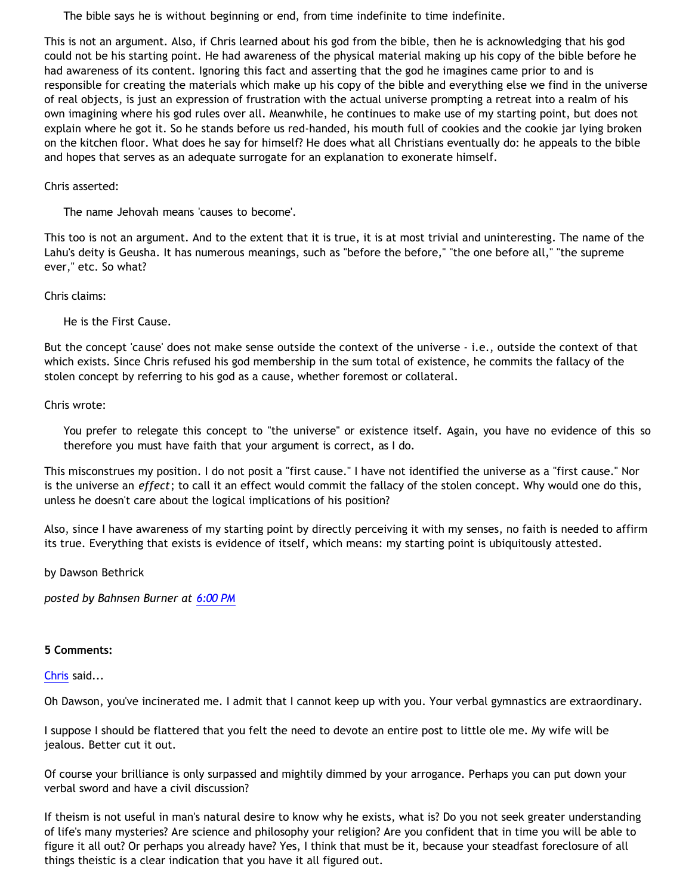> The bible says he is without beginning or end, from time indefinite to time indefinite.

This is not an argument. Also, if Chris learned about his god from the bible, then he is acknowledging that his god could not be his starting point. He had awareness of the physical material making up his copy of the bible before he had awareness of its content. Ignoring this fact and asserting that the god he imagines came prior to and is responsible for creating the materials which make up his copy of the bible and everything else we find in the universe of real objects, is just an expression of frustration with the actual universe prompting a retreat into a realm of his own imagining where his god rules over all. Meanwhile, he continues to make use of my starting point, but does not explain where he got it. So he stands before us red-handed, his mouth full of cookies and the cookie jar lying broken on the kitchen floor. What does he say for himself? He does what all Christians eventually do: he appeals to the bible and hopes that serves as an adequate surrogate for an explanation to exonerate himself.

Chris asserted:

> The name Jehovah means 'causes to become'.

This too is not an argument. And to the extent that it is true, it is at most trivial and uninteresting. The name of the Lahu's deity is Geusha. It has numerous meanings, such as "before the before," "the one before all," "the supreme ever," etc. So what?

Chris claims:

> He is the First Cause.

But the concept 'cause' does not make sense outside the context of the universe - i.e., outside the context of that which exists. Since Chris refused his god membership in the sum total of existence, he commits the fallacy of the stolen concept by referring to his god as a cause, whether foremost or collateral.

Chris wrote:

> You prefer to relegate this concept to "the universe" or existence itself. Again, you have no evidence of this so therefore you must have faith that your argument is correct, as I do.

This misconstrues my position. I do not posit a "first cause." I have not identified the universe as a "first cause." Nor is the universe an *effect*; to call it an effect would commit the fallacy of the stolen concept. Why would one do this, unless he doesn't care about the logical implications of his position?

Also, since I have awareness of my starting point by directly perceiving it with my senses, no faith is needed to affirm its true. Everything that exists is evidence of itself, which means: my starting point is ubiquitously attested.

by Dawson Bethrick

*posted by Bahnsen Burner at 6:00 PM*

**5 Comments:**

Chris said...

Oh Dawson, you've incinerated me. I admit that I cannot keep up with you. Your verbal gymnastics are extraordinary.

I suppose I should be flattered that you felt the need to devote an entire post to little ole me. My wife will be jealous. Better cut it out.

Of course your brilliance is only surpassed and mightily dimmed by your arrogance. Perhaps you can put down your verbal sword and have a civil discussion?

If theism is not useful in man's natural desire to know why he exists, what is? Do you not seek greater understanding of life's many mysteries? Are science and philosophy your religion? Are you confident that in time you will be able to figure it all out? Or perhaps you already have? Yes, I think that must be it, because your steadfast foreclosure of all things theistic is a clear indication that you have it all figured out.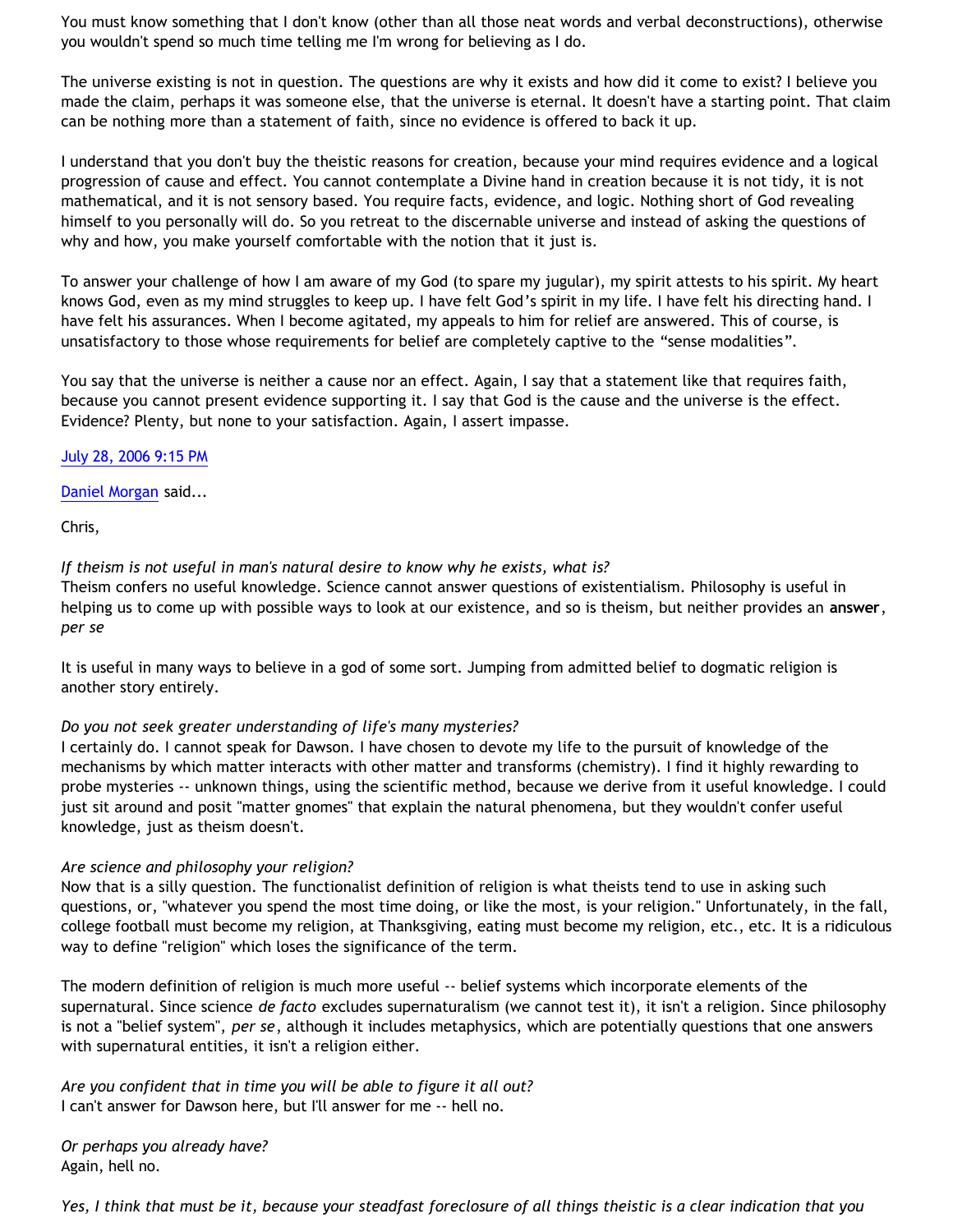You must know something that I don't know (other than all those neat words and verbal deconstructions), otherwise you wouldn't spend so much time telling me I'm wrong for believing as I do.

The universe existing is not in question. The questions are why it exists and how did it come to exist? I believe you made the claim, perhaps it was someone else, that the universe is eternal. It doesn't have a starting point. That claim can be nothing more than a statement of faith, since no evidence is offered to back it up.

I understand that you don't buy the theistic reasons for creation, because your mind requires evidence and a logical progression of cause and effect. You cannot contemplate a Divine hand in creation because it is not tidy, it is not mathematical, and it is not sensory based. You require facts, evidence, and logic. Nothing short of God revealing himself to you personally will do. So you retreat to the discernable universe and instead of asking the questions of why and how, you make yourself comfortable with the notion that it just is.

To answer your challenge of how I am aware of my God (to spare my jugular), my spirit attests to his spirit. My heart knows God, even as my mind struggles to keep up. I have felt God's spirit in my life. I have felt his directing hand. I have felt his assurances. When I become agitated, my appeals to him for relief are answered. This of course, is unsatisfactory to those whose requirements for belief are completely captive to the "sense modalities".

You say that the universe is neither a cause nor an effect. Again, I say that a statement like that requires faith, because you cannot present evidence supporting it. I say that God is the cause and the universe is the effect. Evidence? Plenty, but none to your satisfaction. Again, I assert impasse.

July 28, 2006 9:15 PM

Daniel Morgan said...

Chris,

*If theism is not useful in man's natural desire to know why he exists, what is?*
Theism confers no useful knowledge. Science cannot answer questions of existentialism. Philosophy is useful in helping us to come up with possible ways to look at our existence, and so is theism, but neither provides an **answer**, *per se*

It is useful in many ways to believe in a god of some sort. Jumping from admitted belief to dogmatic religion is another story entirely.

*Do you not seek greater understanding of life's many mysteries?*
I certainly do. I cannot speak for Dawson. I have chosen to devote my life to the pursuit of knowledge of the mechanisms by which matter interacts with other matter and transforms (chemistry). I find it highly rewarding to probe mysteries -- unknown things, using the scientific method, because we derive from it useful knowledge. I could just sit around and posit "matter gnomes" that explain the natural phenomena, but they wouldn't confer useful knowledge, just as theism doesn't.

*Are science and philosophy your religion?*
Now that is a silly question. The functionalist definition of religion is what theists tend to use in asking such questions, or, "whatever you spend the most time doing, or like the most, is your religion." Unfortunately, in the fall, college football must become my religion, at Thanksgiving, eating must become my religion, etc., etc. It is a ridiculous way to define "religion" which loses the significance of the term.

The modern definition of religion is much more useful -- belief systems which incorporate elements of the supernatural. Since science *de facto* excludes supernaturalism (we cannot test it), it isn't a religion. Since philosophy is not a "belief system", *per se*, although it includes metaphysics, which are potentially questions that one answers with supernatural entities, it isn't a religion either.

*Are you confident that in time you will be able to figure it all out?*
I can't answer for Dawson here, but I'll answer for me -- hell no.

*Or perhaps you already have?*
Again, hell no.

*Yes, I think that must be it, because your steadfast foreclosure of all things theistic is a clear indication that you*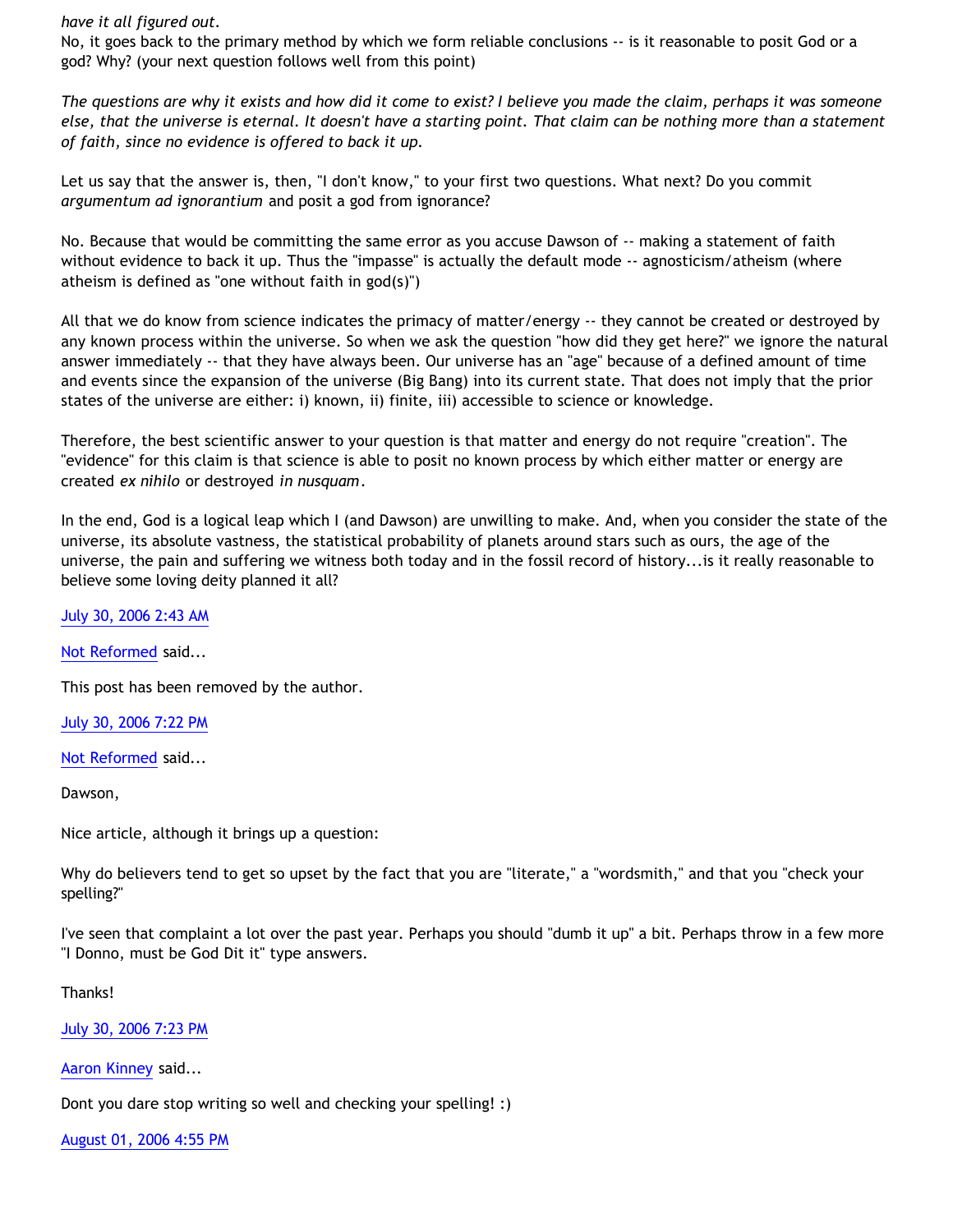*have it all figured out.*

No, it goes back to the primary method by which we form reliable conclusions -- is it reasonable to posit God or a god? Why? (your next question follows well from this point)

*The questions are why it exists and how did it come to exist? I believe you made the claim, perhaps it was someone else, that the universe is eternal. It doesn't have a starting point. That claim can be nothing more than a statement of faith, since no evidence is offered to back it up.*

Let us say that the answer is, then, "I don't know," to your first two questions. What next? Do you commit *argumentum ad ignorantium* and posit a god from ignorance?

No. Because that would be committing the same error as you accuse Dawson of -- making a statement of faith without evidence to back it up. Thus the "impasse" is actually the default mode -- agnosticism/atheism (where atheism is defined as "one without faith in god(s)")

All that we do know from science indicates the primacy of matter/energy -- they cannot be created or destroyed by any known process within the universe. So when we ask the question "how did they get here?" we ignore the natural answer immediately -- that they have always been. Our universe has an "age" because of a defined amount of time and events since the expansion of the universe (Big Bang) into its current state. That does not imply that the prior states of the universe are either: i) known, ii) finite, iii) accessible to science or knowledge.

Therefore, the best scientific answer to your question is that matter and energy do not require "creation". The "evidence" for this claim is that science is able to posit no known process by which either matter or energy are created *ex nihilo* or destroyed *in nusquam*.

In the end, God is a logical leap which I (and Dawson) are unwilling to make. And, when you consider the state of the universe, its absolute vastness, the statistical probability of planets around stars such as ours, the age of the universe, the pain and suffering we witness both today and in the fossil record of history...is it really reasonable to believe some loving deity planned it all?

July 30, 2006 2:43 AM

Not Reformed said...

This post has been removed by the author.

July 30, 2006 7:22 PM

Not Reformed said...

Dawson,

Nice article, although it brings up a question:

Why do believers tend to get so upset by the fact that you are "literate," a "wordsmith," and that you "check your spelling?"

I've seen that complaint a lot over the past year. Perhaps you should "dumb it up" a bit. Perhaps throw in a few more "I Donno, must be God Dit it" type answers.

Thanks!

July 30, 2006 7:23 PM

Aaron Kinney said...

Dont you dare stop writing so well and checking your spelling! :)

August 01, 2006 4:55 PM